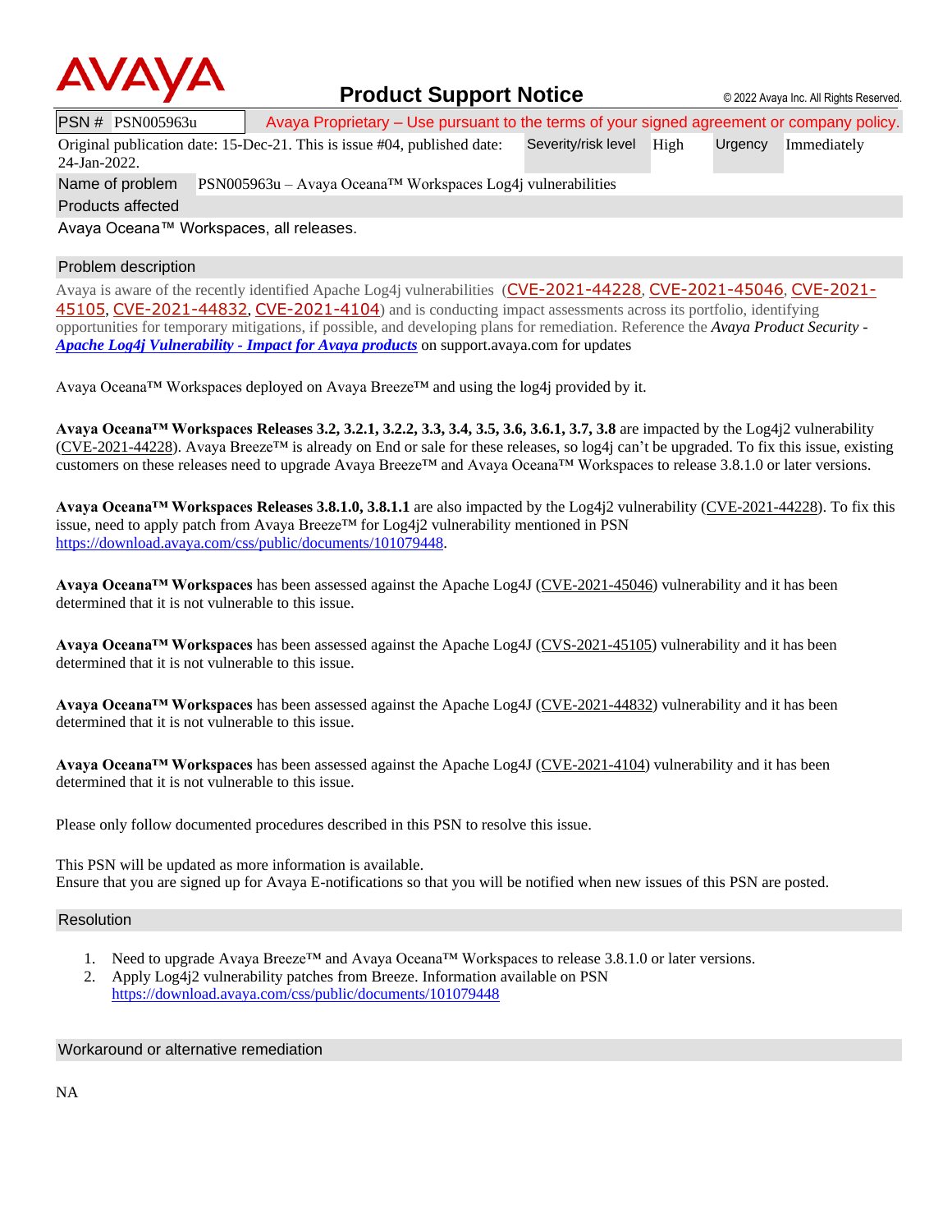# Product Support Notice

© 2022 Avaya Inc. All Rights Reserved.

| PSN # PSN005963u | Avaya Proprietary – Use pursuant to the terms of your signed agreement or company policy. | | | |
|---|---|---|---|---|
| Original publication date: 15-Dec-21. This is issue #04, published date: 24-Jan-2022. | Severity/risk level | High | Urgency | Immediately |
| Name of problem | PSN005963u – Avaya Oceana™ Workspaces Log4j vulnerabilities | | | |

**Products affected**

Avaya Oceana™ Workspaces, all releases.

## Problem description

Avaya is aware of the recently identified Apache Log4j vulnerabilities (CVE-2021-44228, CVE-2021-45046, CVE-2021-45105, CVE-2021-44832, CVE-2021-4104) and is conducting impact assessments across its portfolio, identifying opportunities for temporary mitigations, if possible, and developing plans for remediation. Reference the *Avaya Product Security - [Apache Log4j Vulnerability - Impact for Avaya products](#)* on support.avaya.com for updates

Avaya Oceana™ Workspaces deployed on Avaya Breeze™ and using the log4j provided by it.

**Avaya Oceana™ Workspaces Releases 3.2, 3.2.1, 3.2.2, 3.3, 3.4, 3.5, 3.6, 3.6.1, 3.7, 3.8** are impacted by the Log4j2 vulnerability (CVE-2021-44228). Avaya Breeze™ is already on End or sale for these releases, so log4j can't be upgraded. To fix this issue, existing customers on these releases need to upgrade Avaya Breeze™ and Avaya Oceana™ Workspaces to release 3.8.1.0 or later versions.

**Avaya Oceana™ Workspaces Releases 3.8.1.0, 3.8.1.1** are also impacted by the Log4j2 vulnerability (CVE-2021-44228). To fix this issue, need to apply patch from Avaya Breeze™ for Log4j2 vulnerability mentioned in PSN https://download.avaya.com/css/public/documents/101079448.

**Avaya Oceana™ Workspaces** has been assessed against the Apache Log4J (CVE-2021-45046) vulnerability and it has been determined that it is not vulnerable to this issue.

**Avaya Oceana™ Workspaces** has been assessed against the Apache Log4J (CVS-2021-45105) vulnerability and it has been determined that it is not vulnerable to this issue.

**Avaya Oceana™ Workspaces** has been assessed against the Apache Log4J (CVE-2021-44832) vulnerability and it has been determined that it is not vulnerable to this issue.

**Avaya Oceana™ Workspaces** has been assessed against the Apache Log4J (CVE-2021-4104) vulnerability and it has been determined that it is not vulnerable to this issue.

Please only follow documented procedures described in this PSN to resolve this issue.

This PSN will be updated as more information is available.
Ensure that you are signed up for Avaya E-notifications so that you will be notified when new issues of this PSN are posted.

## Resolution

1. Need to upgrade Avaya Breeze™ and Avaya Oceana™ Workspaces to release 3.8.1.0 or later versions.
2. Apply Log4j2 vulnerability patches from Breeze. Information available on PSN https://download.avaya.com/css/public/documents/101079448

## Workaround or alternative remediation

NA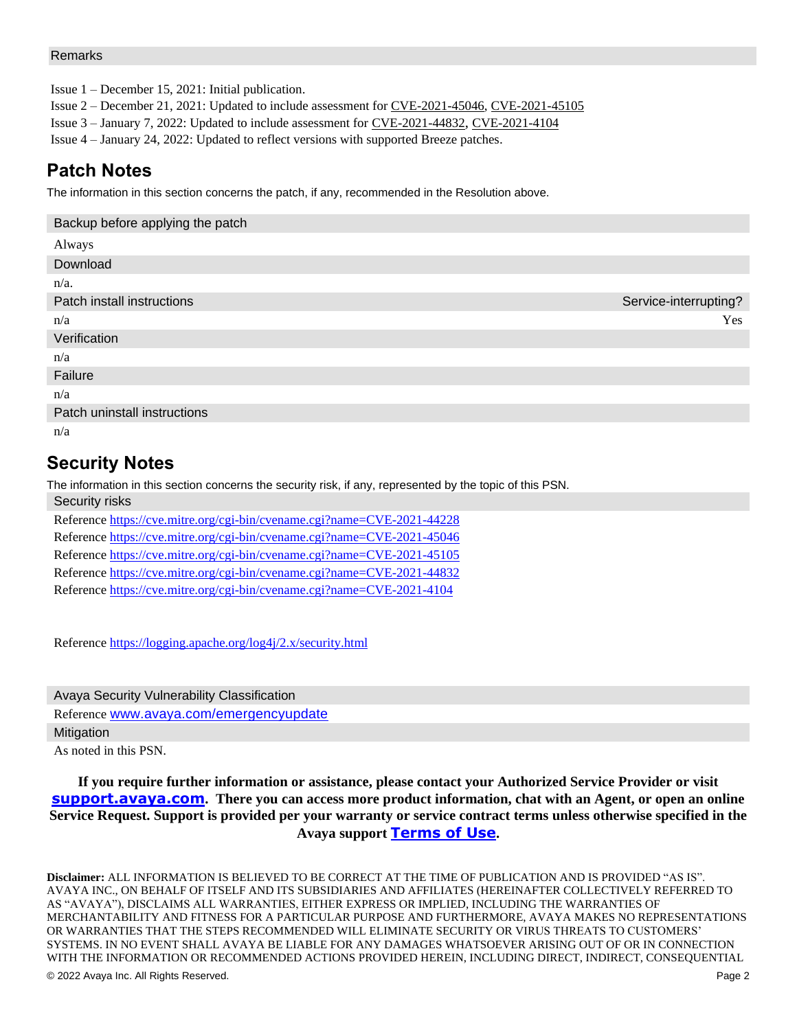Remarks

Issue 1 – December 15, 2021: Initial publication.
Issue 2 – December 21, 2021: Updated to include assessment for CVE-2021-45046, CVE-2021-45105
Issue 3 – January 7, 2022: Updated to include assessment for CVE-2021-44832, CVE-2021-4104
Issue 4 – January 24, 2022: Updated to reflect versions with supported Breeze patches.

## Patch Notes

The information in this section concerns the patch, if any, recommended in the Resolution above.

| Backup before applying the patch | |
|---|---|
| Always | |
| **Download** | |
| n/a. | |
| **Patch install instructions** | **Service-interrupting?** |
| n/a | Yes |
| **Verification** | |
| n/a | |
| **Failure** | |
| n/a | |
| **Patch uninstall instructions** | |
| n/a | |

## Security Notes

The information in this section concerns the security risk, if any, represented by the topic of this PSN.

**Security risks**

Reference https://cve.mitre.org/cgi-bin/cvename.cgi?name=CVE-2021-44228
Reference https://cve.mitre.org/cgi-bin/cvename.cgi?name=CVE-2021-45046
Reference https://cve.mitre.org/cgi-bin/cvename.cgi?name=CVE-2021-45105
Reference https://cve.mitre.org/cgi-bin/cvename.cgi?name=CVE-2021-44832
Reference https://cve.mitre.org/cgi-bin/cvename.cgi?name=CVE-2021-4104

Reference https://logging.apache.org/log4j/2.x/security.html

**Avaya Security Vulnerability Classification**

Reference www.avaya.com/emergencyupdate

**Mitigation**

As noted in this PSN.

**If you require further information or assistance, please contact your Authorized Service Provider or visit support.avaya.com. There you can access more product information, chat with an Agent, or open an online Service Request. Support is provided per your warranty or service contract terms unless otherwise specified in the Avaya support Terms of Use.**

**Disclaimer:** ALL INFORMATION IS BELIEVED TO BE CORRECT AT THE TIME OF PUBLICATION AND IS PROVIDED "AS IS". AVAYA INC., ON BEHALF OF ITSELF AND ITS SUBSIDIARIES AND AFFILIATES (HEREINAFTER COLLECTIVELY REFERRED TO AS "AVAYA"), DISCLAIMS ALL WARRANTIES, EITHER EXPRESS OR IMPLIED, INCLUDING THE WARRANTIES OF MERCHANTABILITY AND FITNESS FOR A PARTICULAR PURPOSE AND FURTHERMORE, AVAYA MAKES NO REPRESENTATIONS OR WARRANTIES THAT THE STEPS RECOMMENDED WILL ELIMINATE SECURITY OR VIRUS THREATS TO CUSTOMERS' SYSTEMS. IN NO EVENT SHALL AVAYA BE LIABLE FOR ANY DAMAGES WHATSOEVER ARISING OUT OF OR IN CONNECTION WITH THE INFORMATION OR RECOMMENDED ACTIONS PROVIDED HEREIN, INCLUDING DIRECT, INDIRECT, CONSEQUENTIAL

© 2022 Avaya Inc. All Rights Reserved.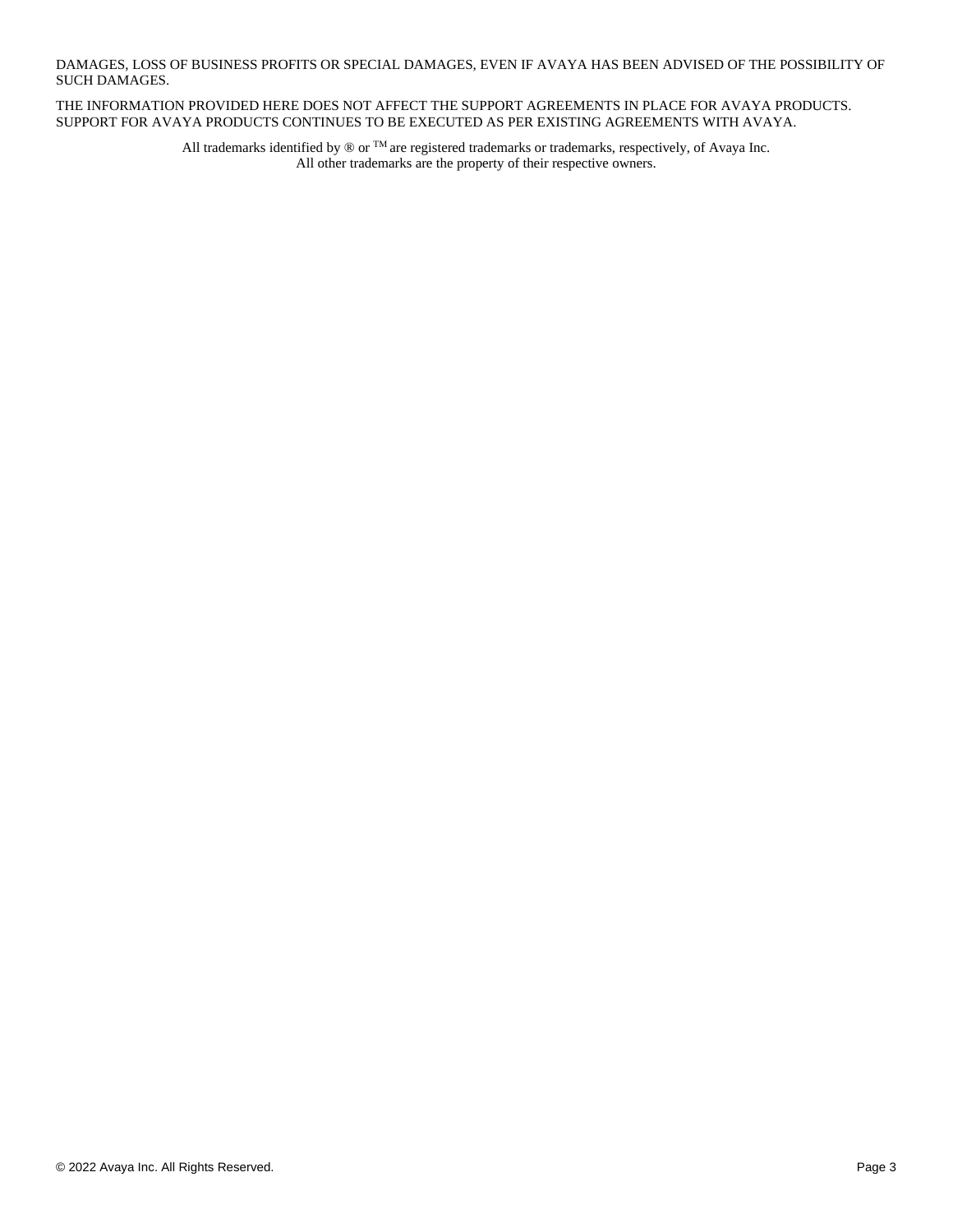DAMAGES, LOSS OF BUSINESS PROFITS OR SPECIAL DAMAGES, EVEN IF AVAYA HAS BEEN ADVISED OF THE POSSIBILITY OF SUCH DAMAGES.

THE INFORMATION PROVIDED HERE DOES NOT AFFECT THE SUPPORT AGREEMENTS IN PLACE FOR AVAYA PRODUCTS. SUPPORT FOR AVAYA PRODUCTS CONTINUES TO BE EXECUTED AS PER EXISTING AGREEMENTS WITH AVAYA.

All trademarks identified by ® or ™ are registered trademarks or trademarks, respectively, of Avaya Inc.
All other trademarks are the property of their respective owners.